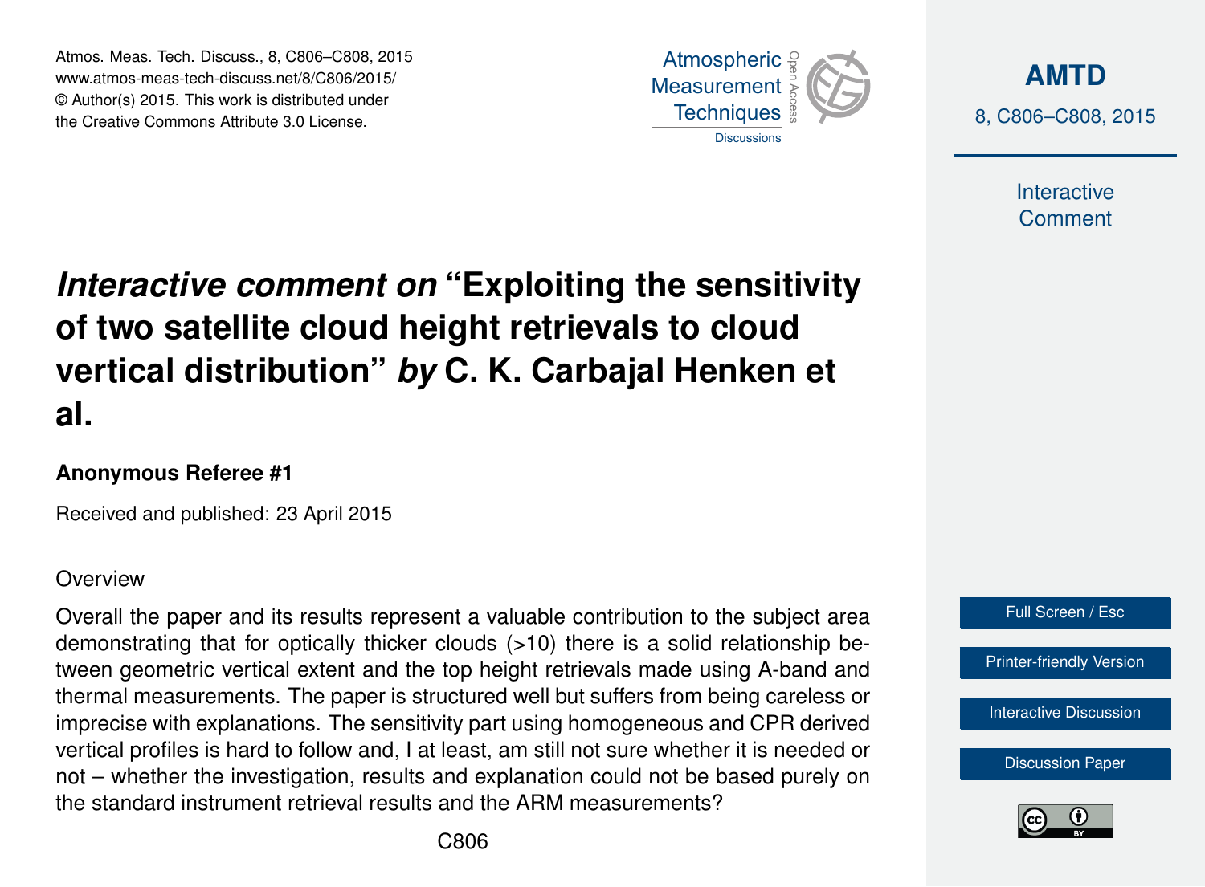# *Interactive comment on* "Exploiting the sensitivity of two satellite cloud height retrievals to cloud vertical distribution" *by* C. K. Carbajal Henken et al.

**Anonymous Referee #1**

Received and published: 23 April 2015

Overview

Overall the paper and its results represent a valuable contribution to the subject area demonstrating that for optically thicker clouds (>10) there is a solid relationship between geometric vertical extent and the top height retrievals made using A-band and thermal measurements. The paper is structured well but suffers from being careless or imprecise with explanations. The sensitivity part using homogeneous and CPR derived vertical profiles is hard to follow and, I at least, am still not sure whether it is needed or not – whether the investigation, results and explanation could not be based purely on the standard instrument retrieval results and the ARM measurements?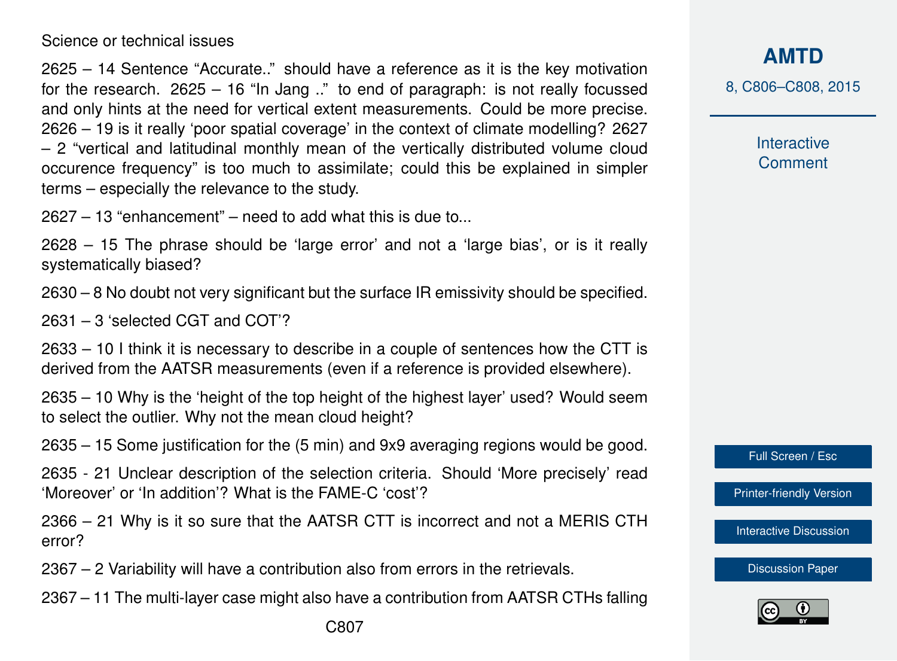Science or technical issues

2625 – 14 Sentence “Accurate..” should have a reference as it is the key motivation for the research. 2625 – 16 “In Jang ..” to end of paragraph: is not really focussed and only hints at the need for vertical extent measurements. Could be more precise. 2626 – 19 is it really ‘poor spatial coverage’ in the context of climate modelling? 2627 – 2 “vertical and latitudinal monthly mean of the vertically distributed volume cloud occurence frequency” is too much to assimilate; could this be explained in simpler terms – especially the relevance to the study.

2627 – 13 “enhancement” – need to add what this is due to...

2628 – 15 The phrase should be ‘large error’ and not a ‘large bias’, or is it really systematically biased?

2630 – 8 No doubt not very significant but the surface IR emissivity should be specified.

2631 – 3 ‘selected CGT and COT’?

2633 – 10 I think it is necessary to describe in a couple of sentences how the CTT is derived from the AATSR measurements (even if a reference is provided elsewhere).

2635 – 10 Why is the ‘height of the top height of the highest layer’ used? Would seem to select the outlier. Why not the mean cloud height?

2635 – 15 Some justification for the (5 min) and 9x9 averaging regions would be good.

2635 - 21 Unclear description of the selection criteria. Should ‘More precisely’ read ‘Moreover’ or ‘In addition’? What is the FAME-C ‘cost’?

2366 – 21 Why is it so sure that the AATSR CTT is incorrect and not a MERIS CTH error?

2367 – 2 Variability will have a contribution also from errors in the retrievals.

2367 – 11 The multi-layer case might also have a contribution from AATSR CTHs falling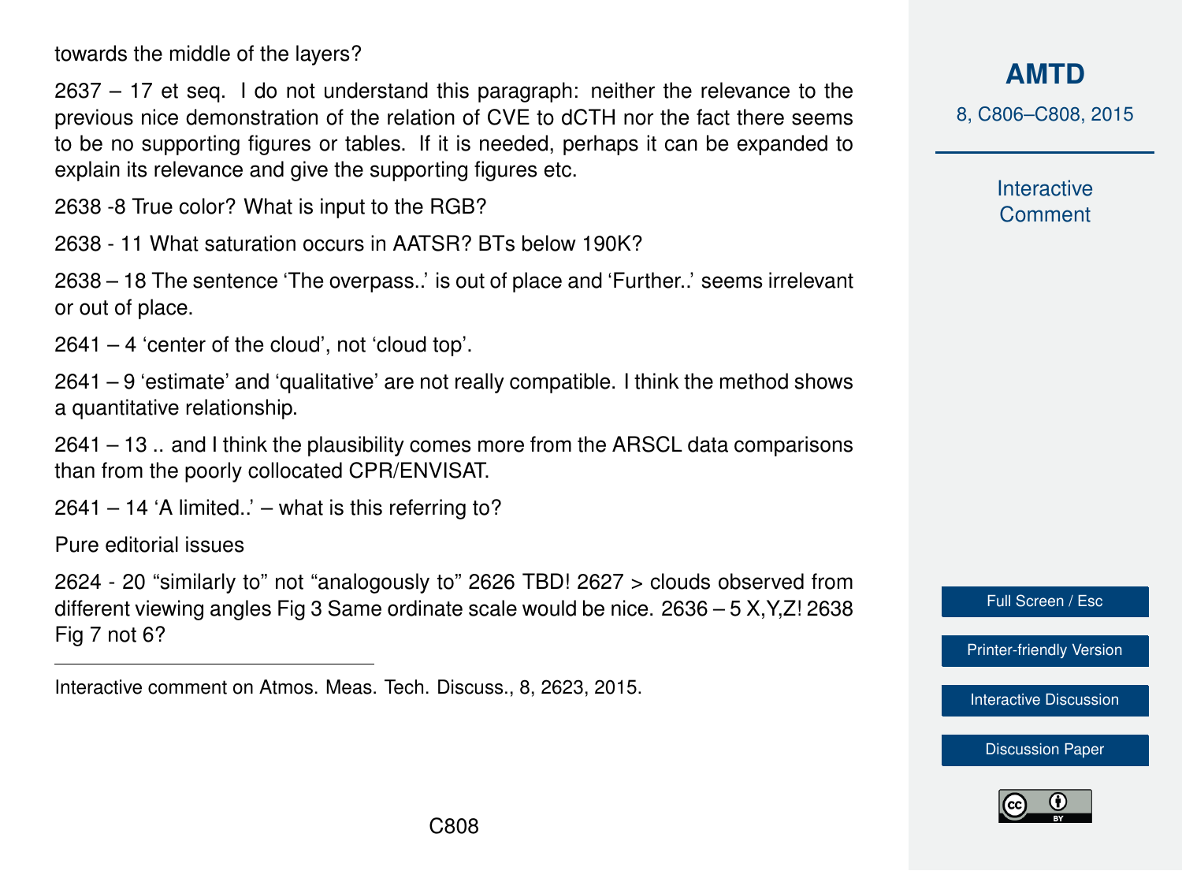towards the middle of the layers?

2637 – 17 et seq. I do not understand this paragraph: neither the relevance to the previous nice demonstration of the relation of CVE to dCTH nor the fact there seems to be no supporting figures or tables. If it is needed, perhaps it can be expanded to explain its relevance and give the supporting figures etc.

2638 -8 True color? What is input to the RGB?

2638 - 11 What saturation occurs in AATSR? BTs below 190K?

2638 – 18 The sentence 'The overpass..' is out of place and 'Further..' seems irrelevant or out of place.

2641 – 4 'center of the cloud', not 'cloud top'.

2641 – 9 'estimate' and 'qualitative' are not really compatible. I think the method shows a quantitative relationship.

2641 – 13 .. and I think the plausibility comes more from the ARSCL data comparisons than from the poorly collocated CPR/ENVISAT.

2641 – 14 'A limited..' – what is this referring to?

Pure editorial issues

2624 - 20 "similarly to" not "analogously to" 2626 TBD! 2627 > clouds observed from different viewing angles Fig 3 Same ordinate scale would be nice. 2636 – 5 X,Y,Z! 2638 Fig 7 not 6?

---

Interactive comment on Atmos. Meas. Tech. Discuss., 8, 2623, 2015.